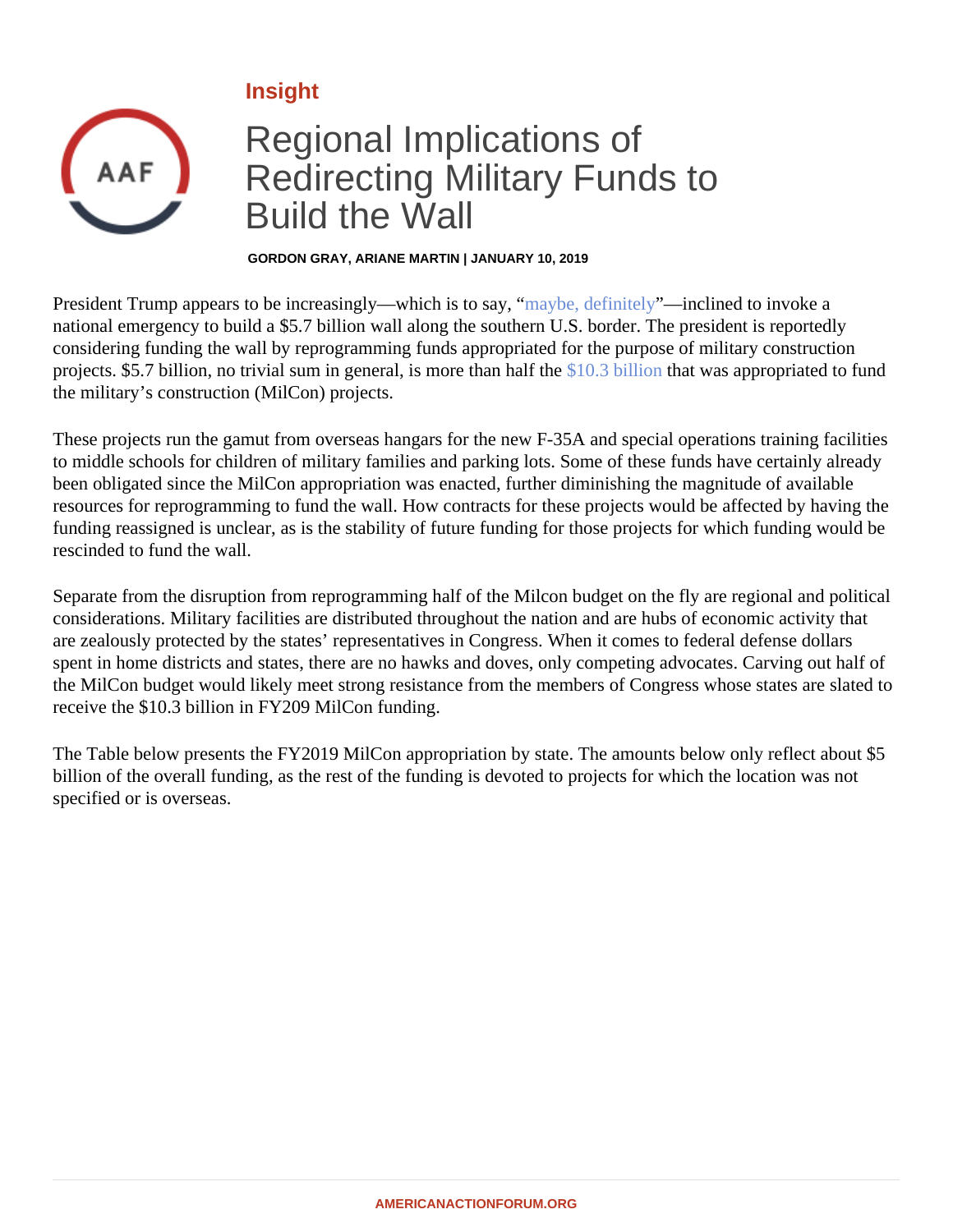Insight

# Regional Implications of Redirecting Military Funds to Build the Wall

**GORDON GRAY, ARIANE MARTIN | JANUARY 10, 2019**

President Trump appears to be increasingly—which is to say, "maybe, definitely"—inclined to invoke a national emergency to build a $5.7 billion wall along the southern U.S. border. The president is reportedly considering funding the wall by reprogramming funds appropriated for the purpose of military construction projects. $5.7 billion, no trivial sum in general, is more than half the $10.3 billion that was appropriated to fund the military's construction (MilCon) projects.

These projects run the gamut from overseas hangars for the new F-35A and special operations training facilities to middle schools for children of military families and parking lots. Some of these funds have certainly already been obligated since the MilCon appropriation was enacted, further diminishing the magnitude of available resources for reprogramming to fund the wall. How contracts for these projects would be affected by having the funding reassigned is unclear, as is the stability of future funding for those projects for which funding would be rescinded to fund the wall.

Separate from the disruption from reprogramming half of the Milcon budget on the fly are regional and political considerations. Military facilities are distributed throughout the nation and are hubs of economic activity that are zealously protected by the states' representatives in Congress. When it comes to federal defense dollars spent in home districts and states, there are no hawks and doves, only competing advocates. Carving out half of the MilCon budget would likely meet strong resistance from the members of Congress whose states are slated to receive the $10.3 billion in FY209 MilCon funding.

The Table below presents the FY2019 MilCon appropriation by state. The amounts below only reflect about $5 billion of the overall funding, as the rest of the funding is devoted to projects for which the location was not specified or is overseas.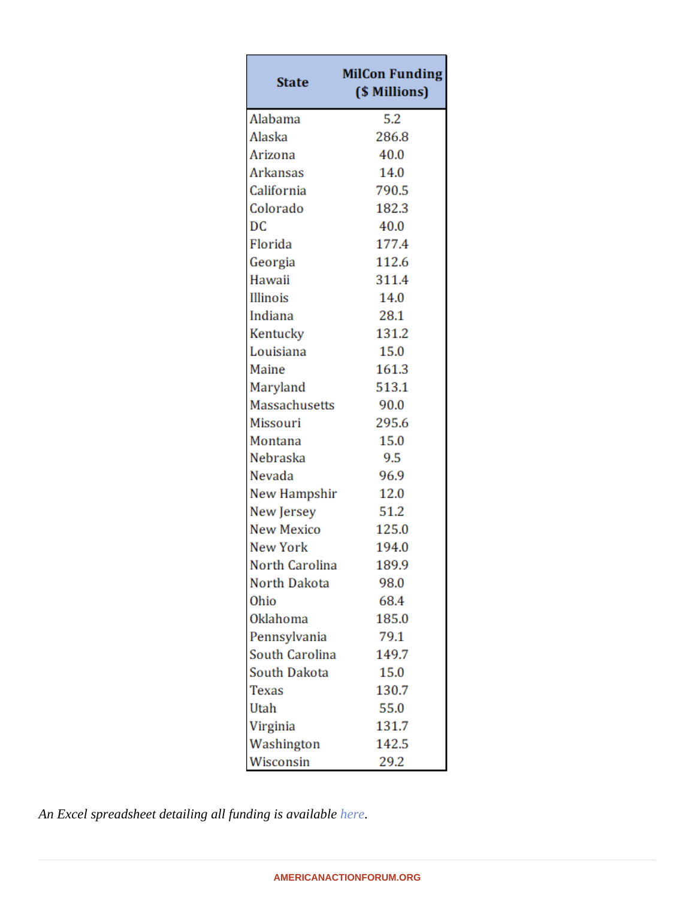| State | MilCon Funding ($ Millions) |
|---|---|
| Alabama | 5.2 |
| Alaska | 286.8 |
| Arizona | 40.0 |
| Arkansas | 14.0 |
| California | 790.5 |
| Colorado | 182.3 |
| DC | 40.0 |
| Florida | 177.4 |
| Georgia | 112.6 |
| Hawaii | 311.4 |
| Illinois | 14.0 |
| Indiana | 28.1 |
| Kentucky | 131.2 |
| Louisiana | 15.0 |
| Maine | 161.3 |
| Maryland | 513.1 |
| Massachusetts | 90.0 |
| Missouri | 295.6 |
| Montana | 15.0 |
| Nebraska | 9.5 |
| Nevada | 96.9 |
| New Hampshir | 12.0 |
| New Jersey | 51.2 |
| New Mexico | 125.0 |
| New York | 194.0 |
| North Carolina | 189.9 |
| North Dakota | 98.0 |
| Ohio | 68.4 |
| Oklahoma | 185.0 |
| Pennsylvania | 79.1 |
| South Carolina | 149.7 |
| South Dakota | 15.0 |
| Texas | 130.7 |
| Utah | 55.0 |
| Virginia | 131.7 |
| Washington | 142.5 |
| Wisconsin | 29.2 |

*An Excel spreadsheet detailing all funding is available here.*